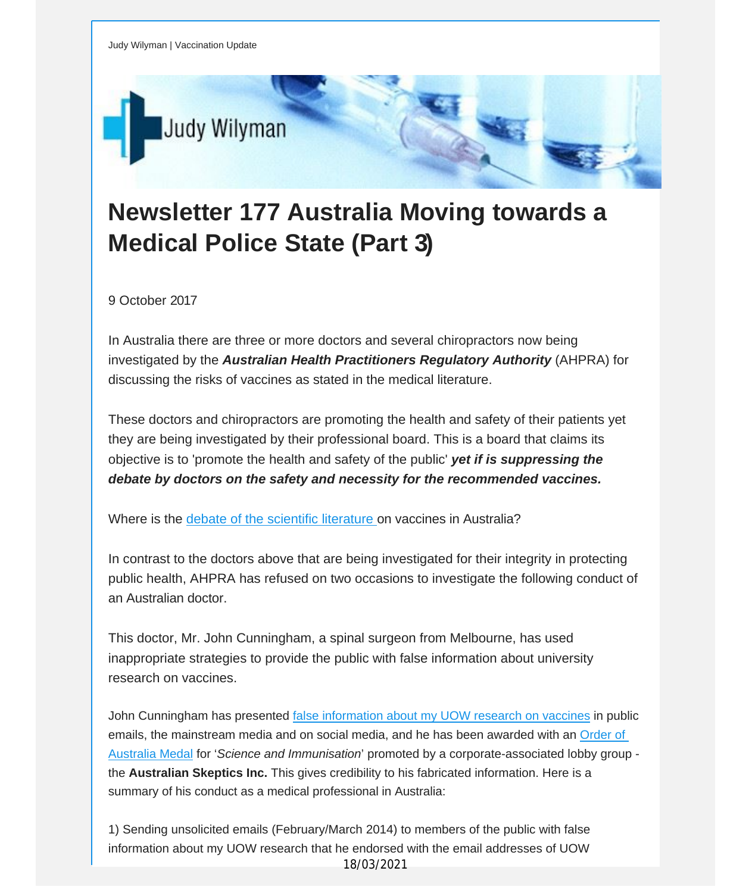Judy Wilyman | Vaccination Update

# Newsletter 177 Australia Moving towards a Medical Police State (Part 3)

9 October 2017

In Australia there are three or more doctors and several chiropractors now being investigated by the ***Australian Health Practitioners Regulatory Authority*** (AHPRA) for discussing the risks of vaccines as stated in the medical literature.

These doctors and chiropractors are promoting the health and safety of their patients yet they are being investigated by their professional board. This is a board that claims its objective is to 'promote the health and safety of the public' ***yet if is suppressing the debate by doctors on the safety and necessity for the recommended vaccines.***

Where is the debate of the scientific literature on vaccines in Australia?

In contrast to the doctors above that are being investigated for their integrity in protecting public health, AHPRA has refused on two occasions to investigate the following conduct of an Australian doctor.

This doctor, Mr. John Cunningham, a spinal surgeon from Melbourne, has used inappropriate strategies to provide the public with false information about university research on vaccines.

John Cunningham has presented false information about my UOW research on vaccines in public emails, the mainstream media and on social media, and he has been awarded with an Order of Australia Medal for '*Science and Immunisation*' promoted by a corporate-associated lobby group - the **Australian Skeptics Inc.** This gives credibility to his fabricated information. Here is a summary of his conduct as a medical professional in Australia:

1) Sending unsolicited emails (February/March 2014) to members of the public with false information about my UOW research that he endorsed with the email addresses of UOW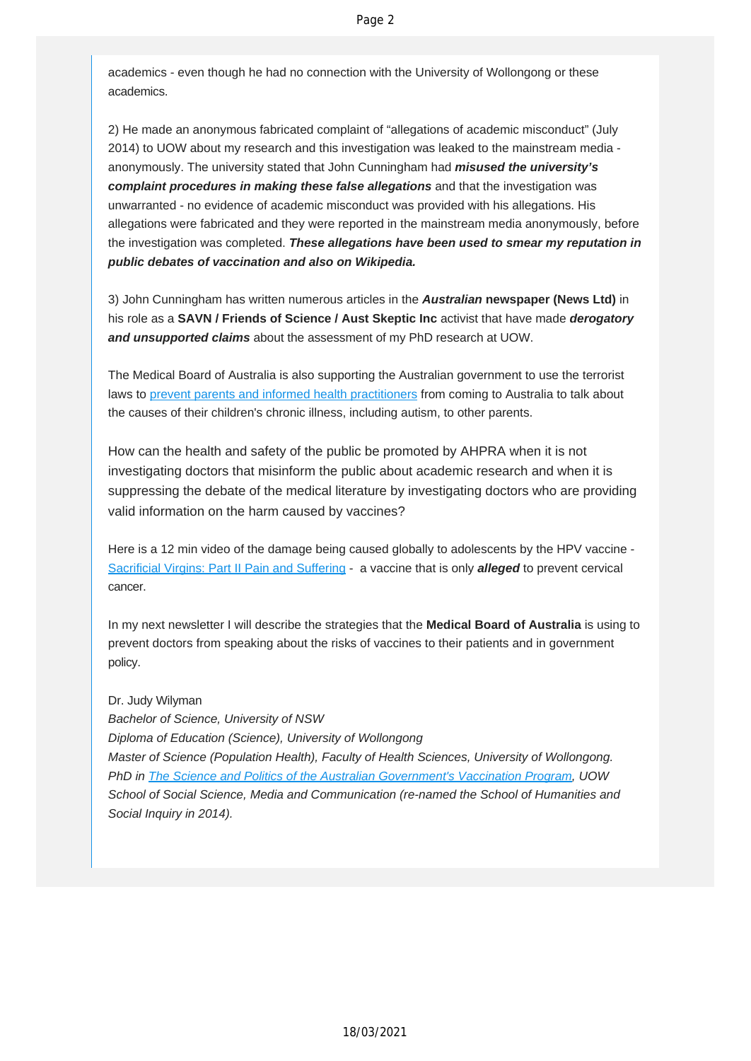academics - even though he had no connection with the University of Wollongong or these academics.

2) He made an anonymous fabricated complaint of "allegations of academic misconduct" (July 2014) to UOW about my research and this investigation was leaked to the mainstream media - anonymously. The university stated that John Cunningham had ***misused the university's complaint procedures in making these false allegations*** and that the investigation was unwarranted - no evidence of academic misconduct was provided with his allegations. His allegations were fabricated and they were reported in the mainstream media anonymously, before the investigation was completed. ***These allegations have been used to smear my reputation in public debates of vaccination and also on Wikipedia.***

3) John Cunningham has written numerous articles in the ***Australian* newspaper (News Ltd)** in his role as a **SAVN / Friends of Science / Aust Skeptic Inc** activist that have made ***derogatory and unsupported claims*** about the assessment of my PhD research at UOW.

The Medical Board of Australia is also supporting the Australian government to use the terrorist laws to [prevent parents and informed health practitioners]() from coming to Australia to talk about the causes of their children's chronic illness, including autism, to other parents.

How can the health and safety of the public be promoted by AHPRA when it is not investigating doctors that misinform the public about academic research and when it is suppressing the debate of the medical literature by investigating doctors who are providing valid information on the harm caused by vaccines?

Here is a 12 min video of the damage being caused globally to adolescents by the HPV vaccine - [Sacrificial Virgins: Part II Pain and Suffering]() - a vaccine that is only ***alleged*** to prevent cervical cancer.

In my next newsletter I will describe the strategies that the **Medical Board of Australia** is using to prevent doctors from speaking about the risks of vaccines to their patients and in government policy.

Dr. Judy Wilyman
*Bachelor of Science, University of NSW*
*Diploma of Education (Science), University of Wollongong*
*Master of Science (Population Health), Faculty of Health Sciences, University of Wollongong.*
*PhD in [The Science and Politics of the Australian Government's Vaccination Program](), UOW School of Social Science, Media and Communication (re-named the School of Humanities and Social Inquiry in 2014).*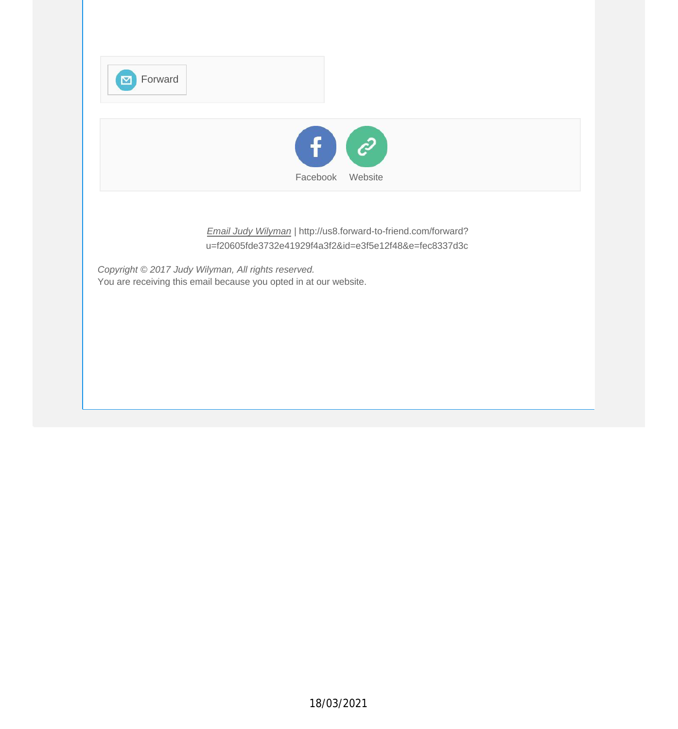Forward

Facebook Website

*Email Judy Wilyman* | http://us8.forward-to-friend.com/forward?u=f20605fde3732e41929f4a3f2&id=e3f5e12f48&e=fec8337d3c

*Copyright © 2017 Judy Wilyman, All rights reserved.*
You are receiving this email because you opted in at our website.

18/03/2021